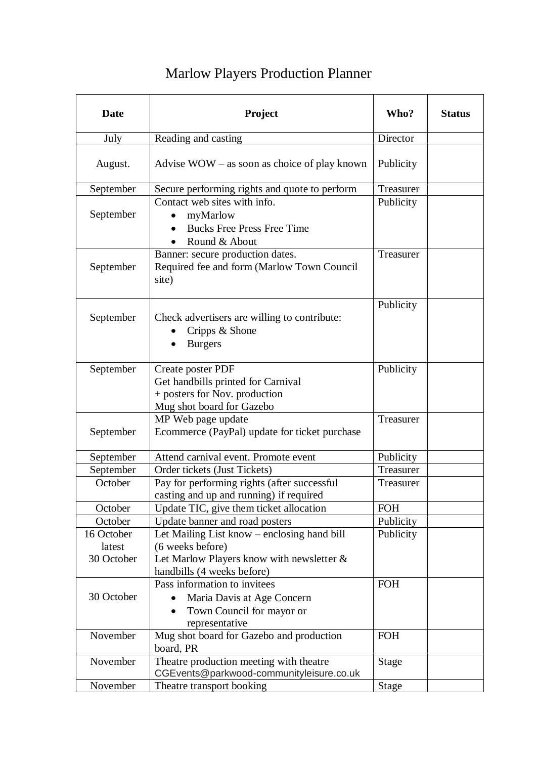# Marlow Players Production Planner

| Date | Project | Who? | Status |
|---|---|---|---|
| July | Reading and casting | Director | |
| August. | Advise WOW – as soon as choice of play known | Publicity | |
| September | Secure performing rights and quote to perform | Treasurer | |
| September | Contact web sites with info.<br>• myMarlow<br>• Bucks Free Press Free Time<br>• Round & About | Publicity | |
| September | Banner: secure production dates.<br>Required fee and form (Marlow Town Council site) | Treasurer | |
| September | Check advertisers are willing to contribute:<br>• Cripps & Shone<br>• Burgers | Publicity | |
| September | Create poster PDF<br>Get handbills printed for Carnival<br>+ posters for Nov. production<br>Mug shot board for Gazebo | Publicity | |
| September | MP Web page update<br>Ecommerce (PayPal) update for ticket purchase | Treasurer | |
| September | Attend carnival event. Promote event | Publicity | |
| September | Order tickets (Just Tickets) | Treasurer | |
| October | Pay for performing rights (after successful casting and up and running) if required | Treasurer | |
| October | Update TIC, give them ticket allocation | FOH | |
| October | Update banner and road posters | Publicity | |
| 16 October<br>latest<br>30 October | Let Mailing List know – enclosing hand bill (6 weeks before)<br>Let Marlow Players know with newsletter & handbills (4 weeks before) | Publicity | |
| 30 October | Pass information to invitees<br>• Maria Davis at Age Concern<br>• Town Council for mayor or representative | FOH | |
| November | Mug shot board for Gazebo and production board, PR | FOH | |
| November | Theatre production meeting with theatre<br>CGEvents@parkwood-communityleisure.co.uk | Stage | |
| November | Theatre transport booking | Stage | |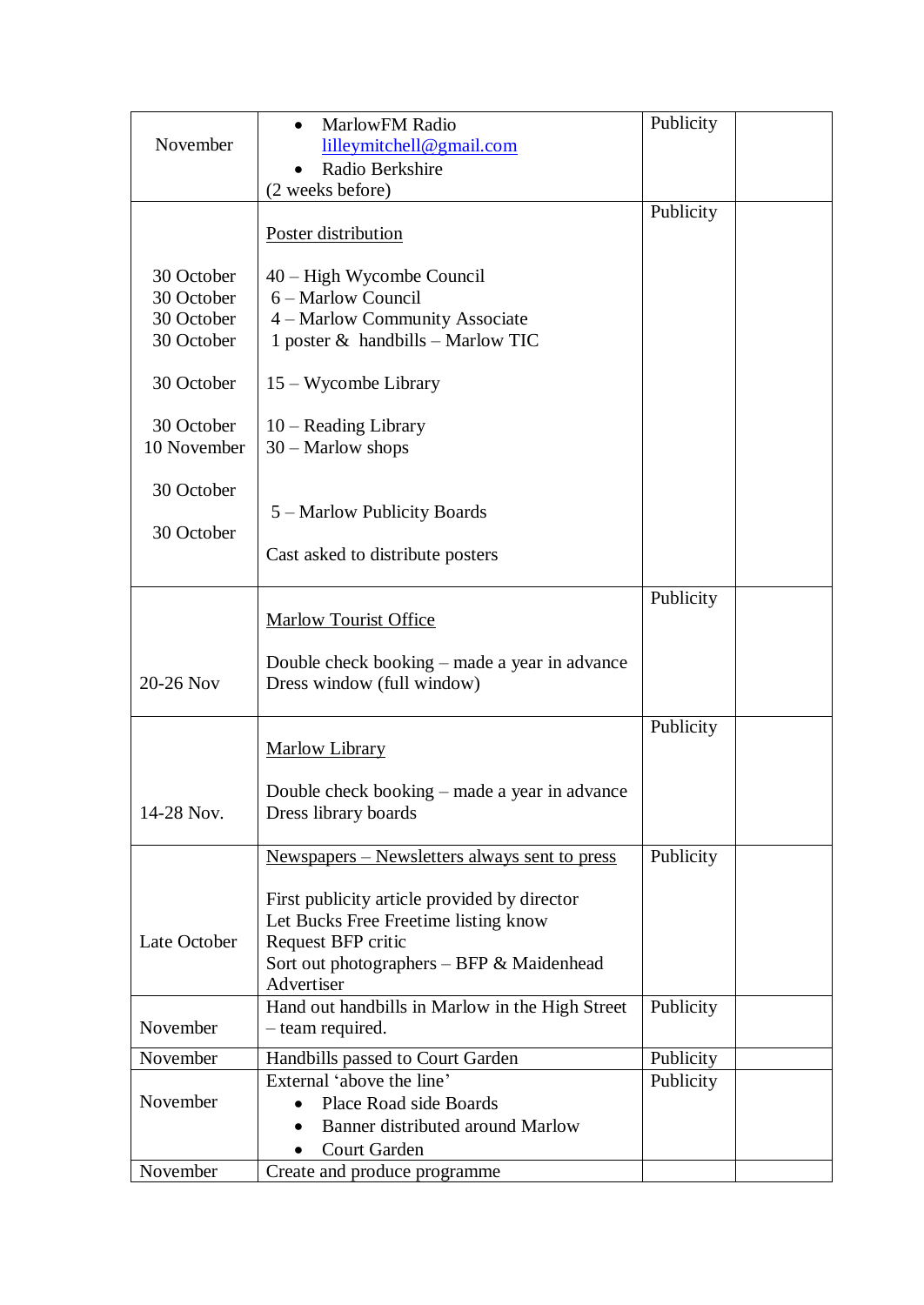| November | • MarlowFM Radio lilleymitchell@gmail.com<br>• Radio Berkshire<br>(2 weeks before) | Publicity | |
|---|---|---|---|
| <br><br>30 October<br>30 October<br>30 October<br>30 October<br><br>30 October<br><br>30 October<br>10 November<br><br>30 October<br><br>30 October | <u>Poster distribution</u><br><br>40 – High Wycombe Council<br>6 – Marlow Council<br>4 – Marlow Community Associate<br>1 poster & handbills – Marlow TIC<br><br>15 – Wycombe Library<br><br>10 – Reading Library<br>30 – Marlow shops<br><br>5 – Marlow Publicity Boards<br><br>Cast asked to distribute posters | Publicity | |
| 20-26 Nov | <u>Marlow Tourist Office</u><br><br>Double check booking – made a year in advance<br>Dress window (full window) | Publicity | |
| 14-28 Nov. | <u>Marlow Library</u><br><br>Double check booking – made a year in advance<br>Dress library boards | Publicity | |
| Late October | <u>Newspapers – Newsletters always sent to press</u><br><br>First publicity article provided by director<br>Let Bucks Free Freetime listing know<br>Request BFP critic<br>Sort out photographers – BFP & Maidenhead Advertiser | Publicity | |
| November | Hand out handbills in Marlow in the High Street – team required. | Publicity | |
| November | Handbills passed to Court Garden | Publicity | |
| November | External 'above the line'<br>• Place Road side Boards<br>• Banner distributed around Marlow<br>• Court Garden | Publicity | |
| November | Create and produce programme | | |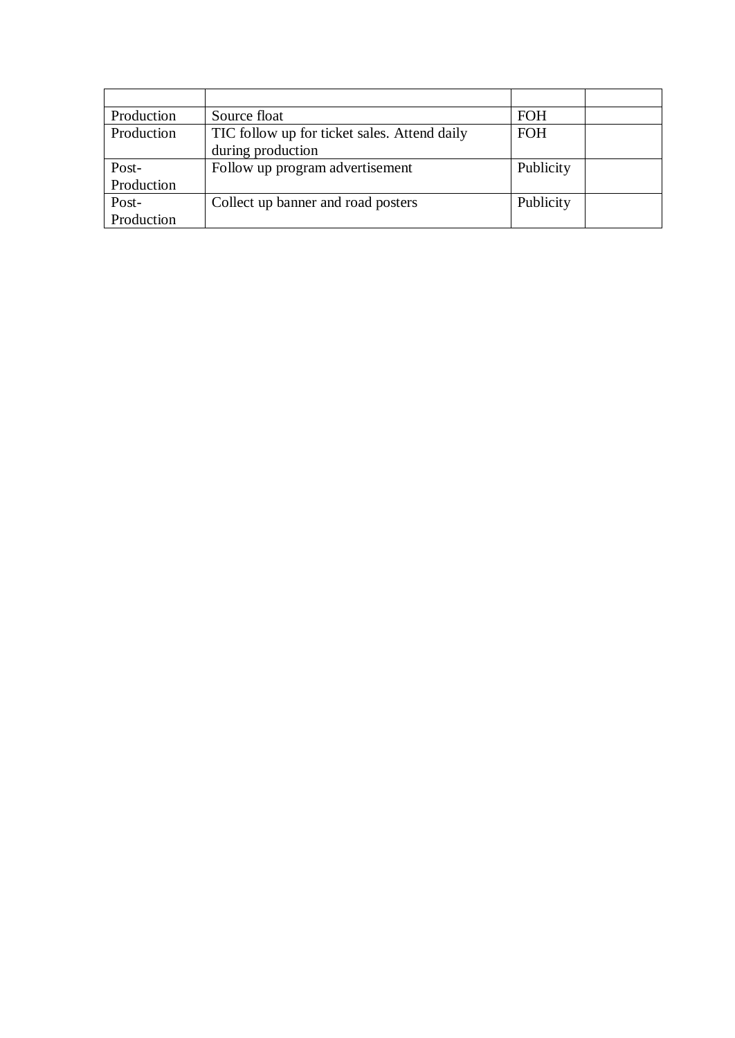| | | | |
|---|---|---|---|
| Production | Source float | FOH | |
| Production | TIC follow up for ticket sales. Attend daily during production | FOH | |
| Post-Production | Follow up program advertisement | Publicity | |
| Post-Production | Collect up banner and road posters | Publicity | |